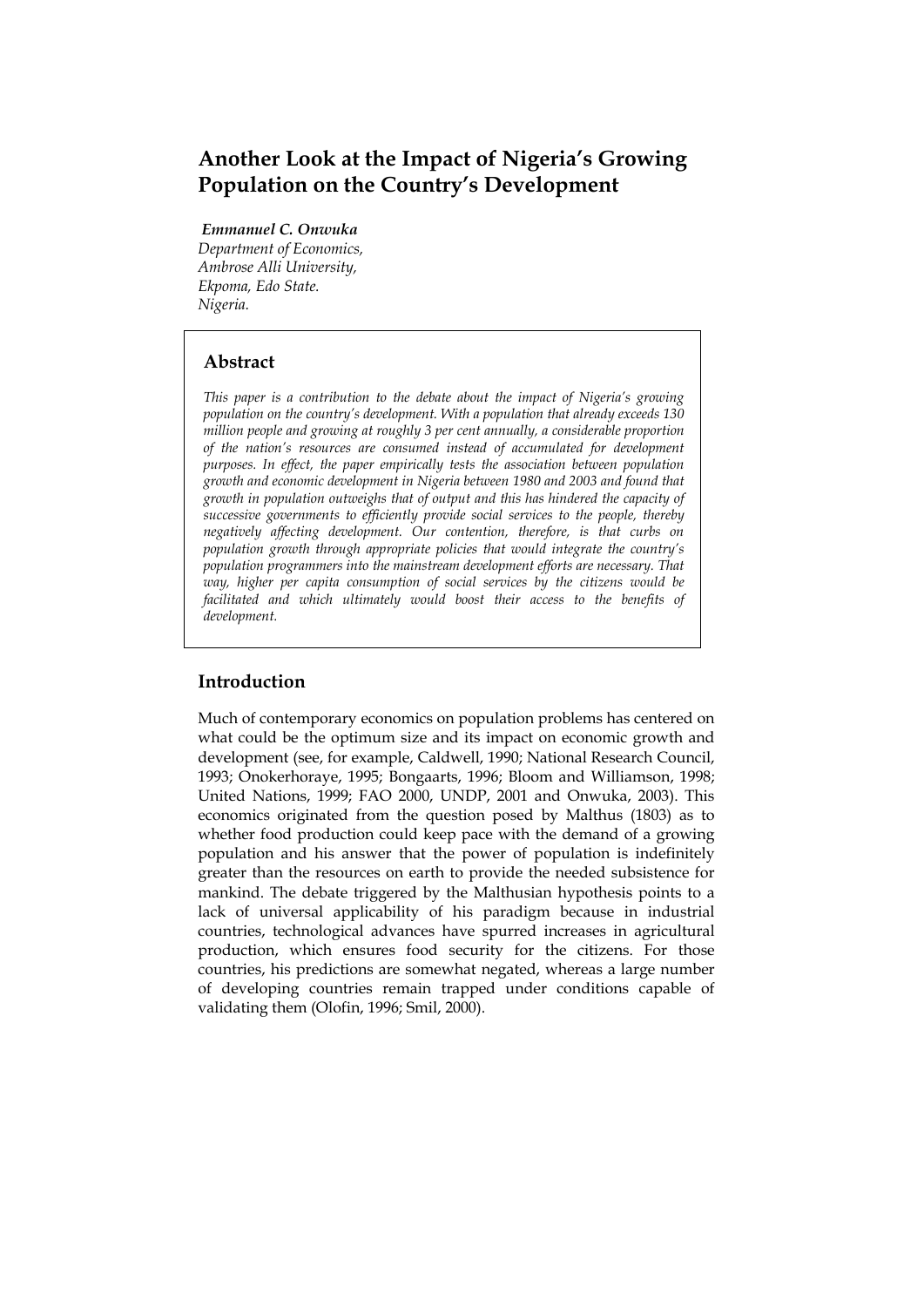# Another Look at the Impact of Nigeria's Growing Population on the Country's Development

***Emmanuel C. Onwuka***
*Department of Economics,*
*Ambrose Alli University,*
*Ekpoma, Edo State.*
*Nigeria.*

## Abstract

*This paper is a contribution to the debate about the impact of Nigeria's growing population on the country's development. With a population that already exceeds 130 million people and growing at roughly 3 per cent annually, a considerable proportion of the nation's resources are consumed instead of accumulated for development purposes. In effect, the paper empirically tests the association between population growth and economic development in Nigeria between 1980 and 2003 and found that growth in population outweighs that of output and this has hindered the capacity of successive governments to efficiently provide social services to the people, thereby negatively affecting development. Our contention, therefore, is that curbs on population growth through appropriate policies that would integrate the country's population programmers into the mainstream development efforts are necessary. That way, higher per capita consumption of social services by the citizens would be facilitated and which ultimately would boost their access to the benefits of development.*

## Introduction

Much of contemporary economics on population problems has centered on what could be the optimum size and its impact on economic growth and development (see, for example, Caldwell, 1990; National Research Council, 1993; Onokerhoraye, 1995; Bongaarts, 1996; Bloom and Williamson, 1998; United Nations, 1999; FAO 2000, UNDP, 2001 and Onwuka, 2003). This economics originated from the question posed by Malthus (1803) as to whether food production could keep pace with the demand of a growing population and his answer that the power of population is indefinitely greater than the resources on earth to provide the needed subsistence for mankind. The debate triggered by the Malthusian hypothesis points to a lack of universal applicability of his paradigm because in industrial countries, technological advances have spurred increases in agricultural production, which ensures food security for the citizens. For those countries, his predictions are somewhat negated, whereas a large number of developing countries remain trapped under conditions capable of validating them (Olofin, 1996; Smil, 2000).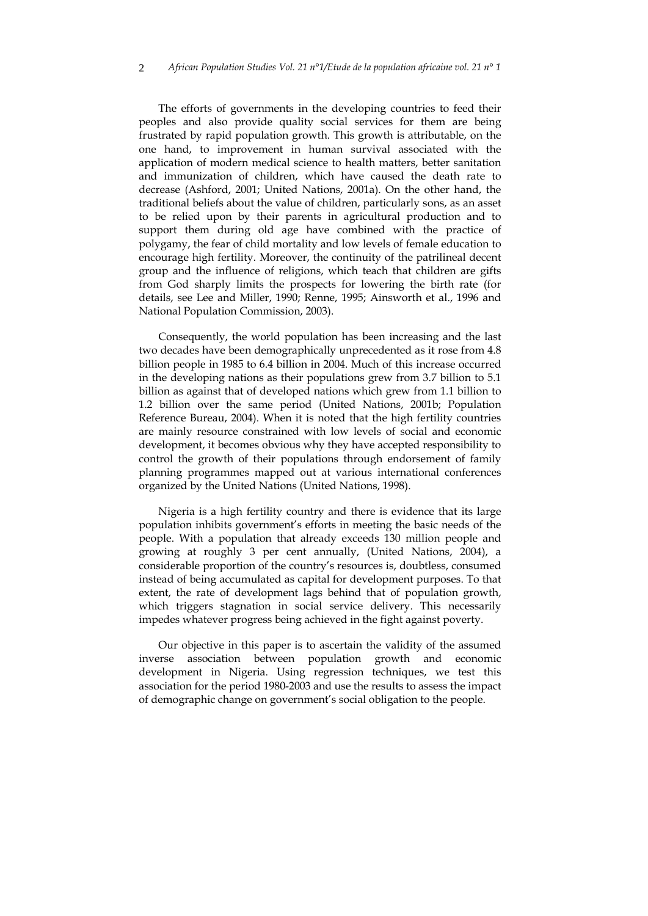The efforts of governments in the developing countries to feed their peoples and also provide quality social services for them are being frustrated by rapid population growth. This growth is attributable, on the one hand, to improvement in human survival associated with the application of modern medical science to health matters, better sanitation and immunization of children, which have caused the death rate to decrease (Ashford, 2001; United Nations, 2001a). On the other hand, the traditional beliefs about the value of children, particularly sons, as an asset to be relied upon by their parents in agricultural production and to support them during old age have combined with the practice of polygamy, the fear of child mortality and low levels of female education to encourage high fertility. Moreover, the continuity of the patrilineal decent group and the influence of religions, which teach that children are gifts from God sharply limits the prospects for lowering the birth rate (for details, see Lee and Miller, 1990; Renne, 1995; Ainsworth et al., 1996 and National Population Commission, 2003).

Consequently, the world population has been increasing and the last two decades have been demographically unprecedented as it rose from 4.8 billion people in 1985 to 6.4 billion in 2004. Much of this increase occurred in the developing nations as their populations grew from 3.7 billion to 5.1 billion as against that of developed nations which grew from 1.1 billion to 1.2 billion over the same period (United Nations, 2001b; Population Reference Bureau, 2004). When it is noted that the high fertility countries are mainly resource constrained with low levels of social and economic development, it becomes obvious why they have accepted responsibility to control the growth of their populations through endorsement of family planning programmes mapped out at various international conferences organized by the United Nations (United Nations, 1998).

Nigeria is a high fertility country and there is evidence that its large population inhibits government's efforts in meeting the basic needs of the people. With a population that already exceeds 130 million people and growing at roughly 3 per cent annually, (United Nations, 2004), a considerable proportion of the country's resources is, doubtless, consumed instead of being accumulated as capital for development purposes. To that extent, the rate of development lags behind that of population growth, which triggers stagnation in social service delivery. This necessarily impedes whatever progress being achieved in the fight against poverty.

Our objective in this paper is to ascertain the validity of the assumed inverse association between population growth and economic development in Nigeria. Using regression techniques, we test this association for the period 1980-2003 and use the results to assess the impact of demographic change on government's social obligation to the people.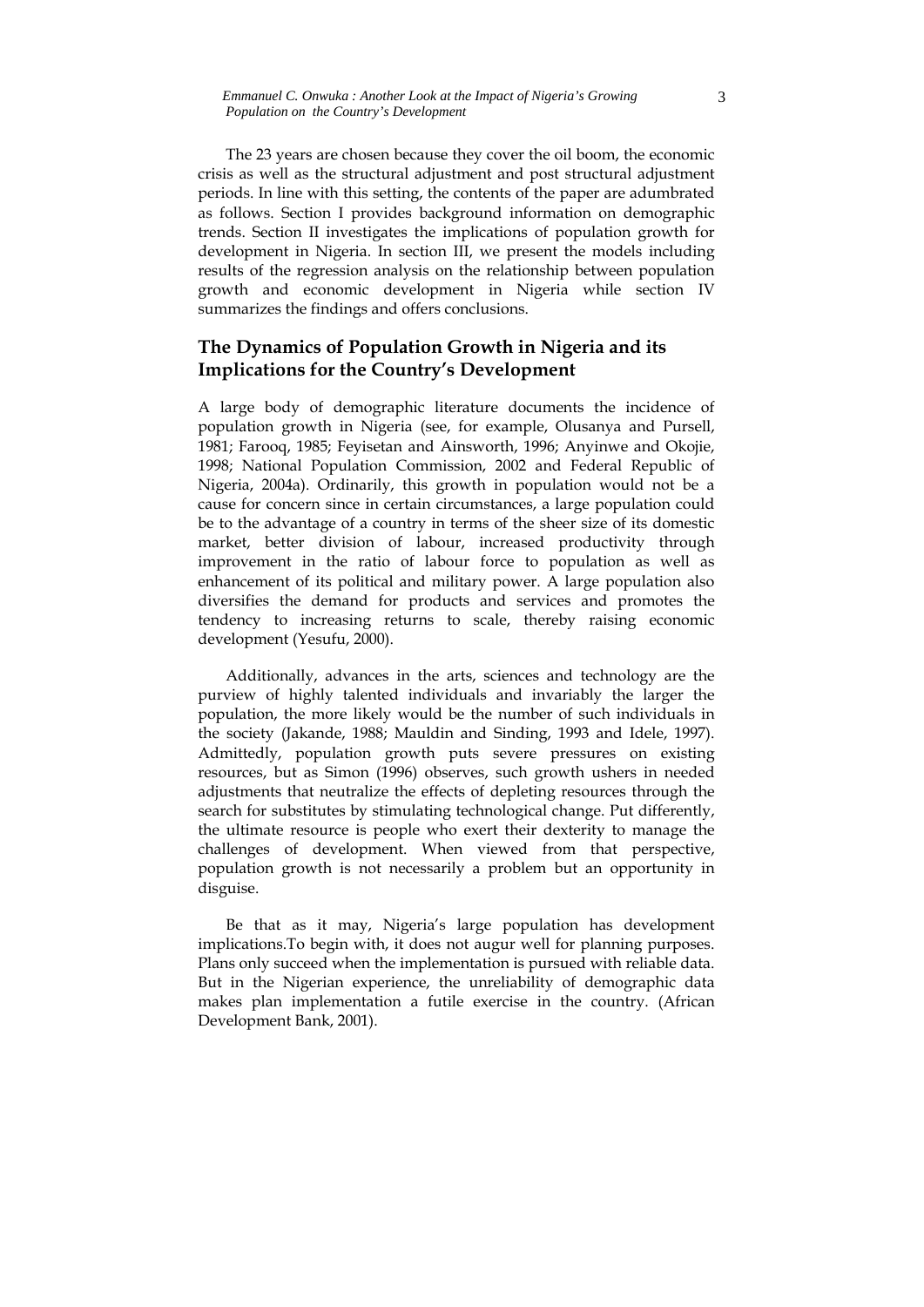The 23 years are chosen because they cover the oil boom, the economic crisis as well as the structural adjustment and post structural adjustment periods. In line with this setting, the contents of the paper are adumbrated as follows. Section I provides background information on demographic trends. Section II investigates the implications of population growth for development in Nigeria. In section III, we present the models including results of the regression analysis on the relationship between population growth and economic development in Nigeria while section IV summarizes the findings and offers conclusions.

## The Dynamics of Population Growth in Nigeria and its Implications for the Country's Development

A large body of demographic literature documents the incidence of population growth in Nigeria (see, for example, Olusanya and Pursell, 1981; Farooq, 1985; Feyisetan and Ainsworth, 1996; Anyinwe and Okojie, 1998; National Population Commission, 2002 and Federal Republic of Nigeria, 2004a). Ordinarily, this growth in population would not be a cause for concern since in certain circumstances, a large population could be to the advantage of a country in terms of the sheer size of its domestic market, better division of labour, increased productivity through improvement in the ratio of labour force to population as well as enhancement of its political and military power. A large population also diversifies the demand for products and services and promotes the tendency to increasing returns to scale, thereby raising economic development (Yesufu, 2000).

Additionally, advances in the arts, sciences and technology are the purview of highly talented individuals and invariably the larger the population, the more likely would be the number of such individuals in the society (Jakande, 1988; Mauldin and Sinding, 1993 and Idele, 1997). Admittedly, population growth puts severe pressures on existing resources, but as Simon (1996) observes, such growth ushers in needed adjustments that neutralize the effects of depleting resources through the search for substitutes by stimulating technological change. Put differently, the ultimate resource is people who exert their dexterity to manage the challenges of development. When viewed from that perspective, population growth is not necessarily a problem but an opportunity in disguise.

Be that as it may, Nigeria's large population has development implications.To begin with, it does not augur well for planning purposes. Plans only succeed when the implementation is pursued with reliable data. But in the Nigerian experience, the unreliability of demographic data makes plan implementation a futile exercise in the country. (African Development Bank, 2001).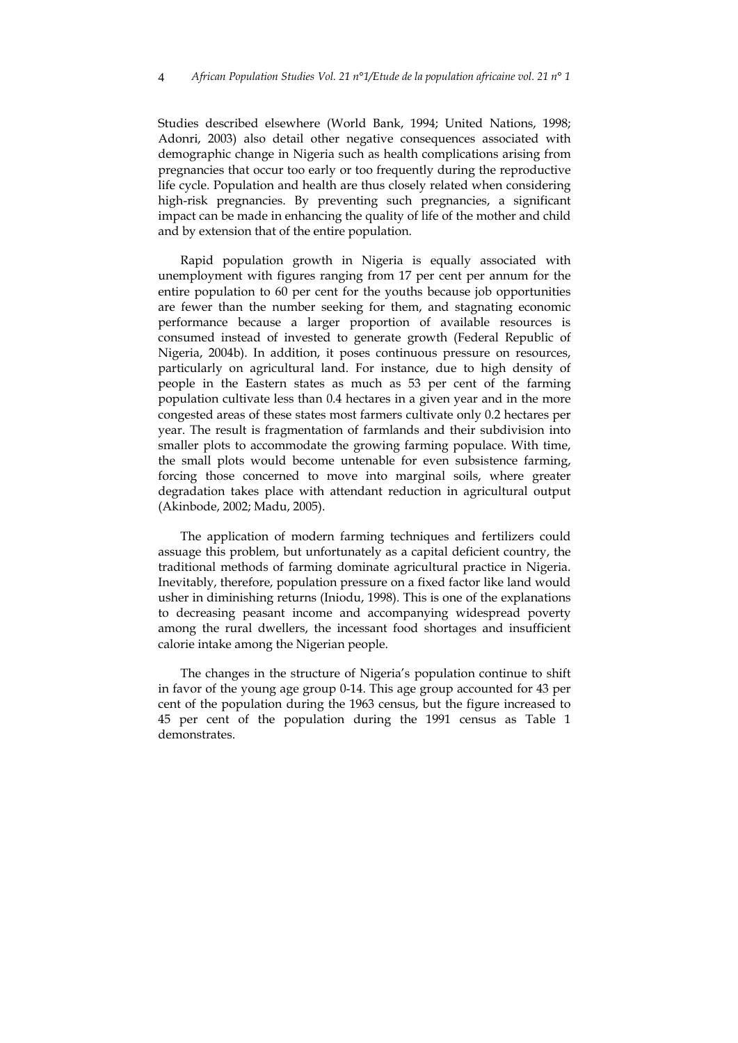Studies described elsewhere (World Bank, 1994; United Nations, 1998; Adonri, 2003) also detail other negative consequences associated with demographic change in Nigeria such as health complications arising from pregnancies that occur too early or too frequently during the reproductive life cycle. Population and health are thus closely related when considering high-risk pregnancies. By preventing such pregnancies, a significant impact can be made in enhancing the quality of life of the mother and child and by extension that of the entire population.

Rapid population growth in Nigeria is equally associated with unemployment with figures ranging from 17 per cent per annum for the entire population to 60 per cent for the youths because job opportunities are fewer than the number seeking for them, and stagnating economic performance because a larger proportion of available resources is consumed instead of invested to generate growth (Federal Republic of Nigeria, 2004b). In addition, it poses continuous pressure on resources, particularly on agricultural land. For instance, due to high density of people in the Eastern states as much as 53 per cent of the farming population cultivate less than 0.4 hectares in a given year and in the more congested areas of these states most farmers cultivate only 0.2 hectares per year. The result is fragmentation of farmlands and their subdivision into smaller plots to accommodate the growing farming populace. With time, the small plots would become untenable for even subsistence farming, forcing those concerned to move into marginal soils, where greater degradation takes place with attendant reduction in agricultural output (Akinbode, 2002; Madu, 2005).

The application of modern farming techniques and fertilizers could assuage this problem, but unfortunately as a capital deficient country, the traditional methods of farming dominate agricultural practice in Nigeria. Inevitably, therefore, population pressure on a fixed factor like land would usher in diminishing returns (Iniodu, 1998). This is one of the explanations to decreasing peasant income and accompanying widespread poverty among the rural dwellers, the incessant food shortages and insufficient calorie intake among the Nigerian people.

The changes in the structure of Nigeria's population continue to shift in favor of the young age group 0-14. This age group accounted for 43 per cent of the population during the 1963 census, but the figure increased to 45 per cent of the population during the 1991 census as Table 1 demonstrates.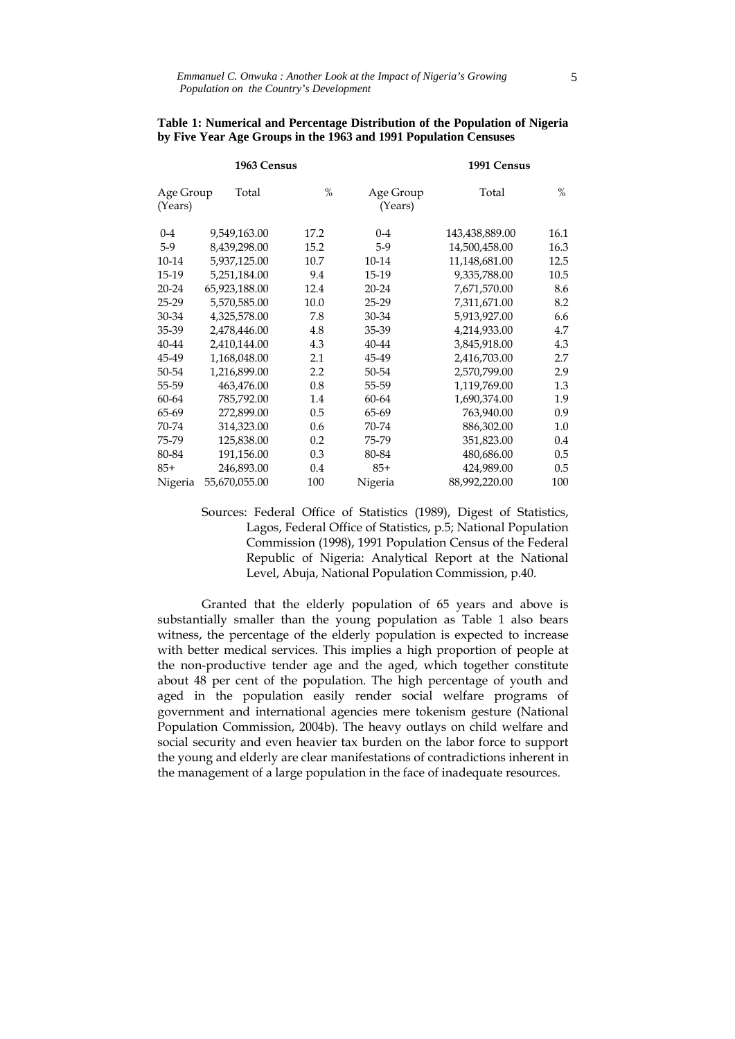**Table 1: Numerical and Percentage Distribution of the Population of Nigeria by Five Year Age Groups in the 1963 and 1991 Population Censuses**

| 1963 Census | | | 1991 Census | | |
|---|---|---|---|---|---|
| Age Group (Years) | Total | % | Age Group (Years) | Total | % |
| 0-4 | 9,549,163.00 | 17.2 | 0-4 | 143,438,889.00 | 16.1 |
| 5-9 | 8,439,298.00 | 15.2 | 5-9 | 14,500,458.00 | 16.3 |
| 10-14 | 5,937,125.00 | 10.7 | 10-14 | 11,148,681.00 | 12.5 |
| 15-19 | 5,251,184.00 | 9.4 | 15-19 | 9,335,788.00 | 10.5 |
| 20-24 | 65,923,188.00 | 12.4 | 20-24 | 7,671,570.00 | 8.6 |
| 25-29 | 5,570,585.00 | 10.0 | 25-29 | 7,311,671.00 | 8.2 |
| 30-34 | 4,325,578.00 | 7.8 | 30-34 | 5,913,927.00 | 6.6 |
| 35-39 | 2,478,446.00 | 4.8 | 35-39 | 4,214,933.00 | 4.7 |
| 40-44 | 2,410,144.00 | 4.3 | 40-44 | 3,845,918.00 | 4.3 |
| 45-49 | 1,168,048.00 | 2.1 | 45-49 | 2,416,703.00 | 2.7 |
| 50-54 | 1,216,899.00 | 2.2 | 50-54 | 2,570,799.00 | 2.9 |
| 55-59 | 463,476.00 | 0.8 | 55-59 | 1,119,769.00 | 1.3 |
| 60-64 | 785,792.00 | 1.4 | 60-64 | 1,690,374.00 | 1.9 |
| 65-69 | 272,899.00 | 0.5 | 65-69 | 763,940.00 | 0.9 |
| 70-74 | 314,323.00 | 0.6 | 70-74 | 886,302.00 | 1.0 |
| 75-79 | 125,838.00 | 0.2 | 75-79 | 351,823.00 | 0.4 |
| 80-84 | 191,156.00 | 0.3 | 80-84 | 480,686.00 | 0.5 |
| 85+ | 246,893.00 | 0.4 | 85+ | 424,989.00 | 0.5 |
| Nigeria | 55,670,055.00 | 100 | Nigeria | 88,992,220.00 | 100 |

Sources: Federal Office of Statistics (1989), Digest of Statistics, Lagos, Federal Office of Statistics, p.5; National Population Commission (1998), 1991 Population Census of the Federal Republic of Nigeria: Analytical Report at the National Level, Abuja, National Population Commission, p.40.

Granted that the elderly population of 65 years and above is substantially smaller than the young population as Table 1 also bears witness, the percentage of the elderly population is expected to increase with better medical services. This implies a high proportion of people at the non-productive tender age and the aged, which together constitute about 48 per cent of the population. The high percentage of youth and aged in the population easily render social welfare programs of government and international agencies mere tokenism gesture (National Population Commission, 2004b). The heavy outlays on child welfare and social security and even heavier tax burden on the labor force to support the young and elderly are clear manifestations of contradictions inherent in the management of a large population in the face of inadequate resources.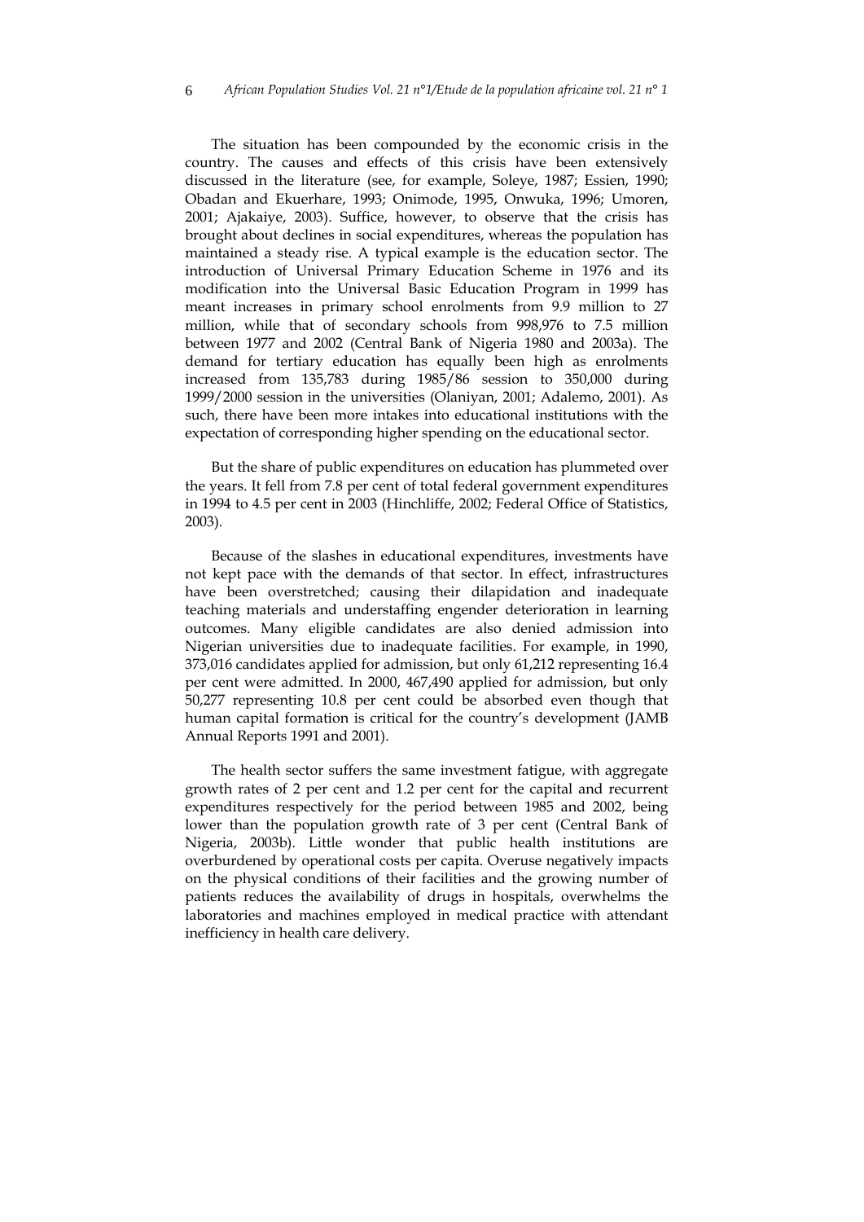The situation has been compounded by the economic crisis in the country. The causes and effects of this crisis have been extensively discussed in the literature (see, for example, Soleye, 1987; Essien, 1990; Obadan and Ekuerhare, 1993; Onimode, 1995, Onwuka, 1996; Umoren, 2001; Ajakaiye, 2003). Suffice, however, to observe that the crisis has brought about declines in social expenditures, whereas the population has maintained a steady rise. A typical example is the education sector. The introduction of Universal Primary Education Scheme in 1976 and its modification into the Universal Basic Education Program in 1999 has meant increases in primary school enrolments from 9.9 million to 27 million, while that of secondary schools from 998,976 to 7.5 million between 1977 and 2002 (Central Bank of Nigeria 1980 and 2003a). The demand for tertiary education has equally been high as enrolments increased from 135,783 during 1985/86 session to 350,000 during 1999/2000 session in the universities (Olaniyan, 2001; Adalemo, 2001). As such, there have been more intakes into educational institutions with the expectation of corresponding higher spending on the educational sector.

But the share of public expenditures on education has plummeted over the years. It fell from 7.8 per cent of total federal government expenditures in 1994 to 4.5 per cent in 2003 (Hinchliffe, 2002; Federal Office of Statistics, 2003).

Because of the slashes in educational expenditures, investments have not kept pace with the demands of that sector. In effect, infrastructures have been overstretched; causing their dilapidation and inadequate teaching materials and understaffing engender deterioration in learning outcomes. Many eligible candidates are also denied admission into Nigerian universities due to inadequate facilities. For example, in 1990, 373,016 candidates applied for admission, but only 61,212 representing 16.4 per cent were admitted. In 2000, 467,490 applied for admission, but only 50,277 representing 10.8 per cent could be absorbed even though that human capital formation is critical for the country's development (JAMB Annual Reports 1991 and 2001).

The health sector suffers the same investment fatigue, with aggregate growth rates of 2 per cent and 1.2 per cent for the capital and recurrent expenditures respectively for the period between 1985 and 2002, being lower than the population growth rate of 3 per cent (Central Bank of Nigeria, 2003b). Little wonder that public health institutions are overburdened by operational costs per capita. Overuse negatively impacts on the physical conditions of their facilities and the growing number of patients reduces the availability of drugs in hospitals, overwhelms the laboratories and machines employed in medical practice with attendant inefficiency in health care delivery.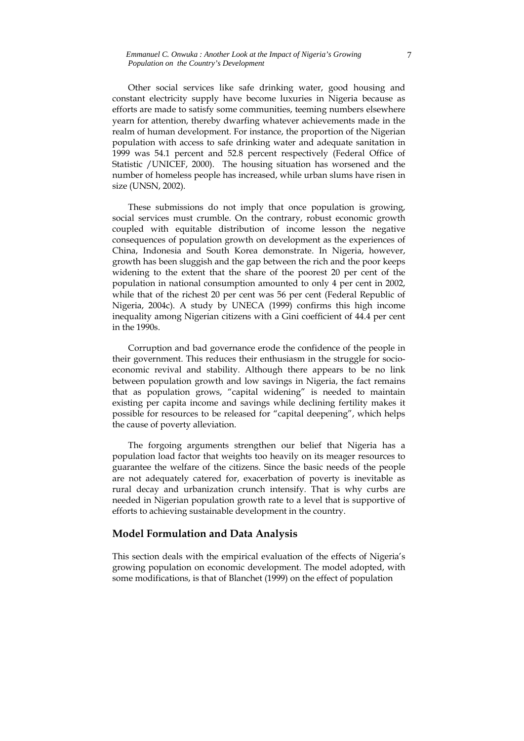Other social services like safe drinking water, good housing and constant electricity supply have become luxuries in Nigeria because as efforts are made to satisfy some communities, teeming numbers elsewhere yearn for attention, thereby dwarfing whatever achievements made in the realm of human development. For instance, the proportion of the Nigerian population with access to safe drinking water and adequate sanitation in 1999 was 54.1 percent and 52.8 percent respectively (Federal Office of Statistic /UNICEF, 2000). The housing situation has worsened and the number of homeless people has increased, while urban slums have risen in size (UNSN, 2002).

These submissions do not imply that once population is growing, social services must crumble. On the contrary, robust economic growth coupled with equitable distribution of income lesson the negative consequences of population growth on development as the experiences of China, Indonesia and South Korea demonstrate. In Nigeria, however, growth has been sluggish and the gap between the rich and the poor keeps widening to the extent that the share of the poorest 20 per cent of the population in national consumption amounted to only 4 per cent in 2002, while that of the richest 20 per cent was 56 per cent (Federal Republic of Nigeria, 2004c). A study by UNECA (1999) confirms this high income inequality among Nigerian citizens with a Gini coefficient of 44.4 per cent in the 1990s.

Corruption and bad governance erode the confidence of the people in their government. This reduces their enthusiasm in the struggle for socio-economic revival and stability. Although there appears to be no link between population growth and low savings in Nigeria, the fact remains that as population grows, "capital widening" is needed to maintain existing per capita income and savings while declining fertility makes it possible for resources to be released for "capital deepening", which helps the cause of poverty alleviation.

The forgoing arguments strengthen our belief that Nigeria has a population load factor that weights too heavily on its meager resources to guarantee the welfare of the citizens. Since the basic needs of the people are not adequately catered for, exacerbation of poverty is inevitable as rural decay and urbanization crunch intensify. That is why curbs are needed in Nigerian population growth rate to a level that is supportive of efforts to achieving sustainable development in the country.

## Model Formulation and Data Analysis

This section deals with the empirical evaluation of the effects of Nigeria's growing population on economic development. The model adopted, with some modifications, is that of Blanchet (1999) on the effect of population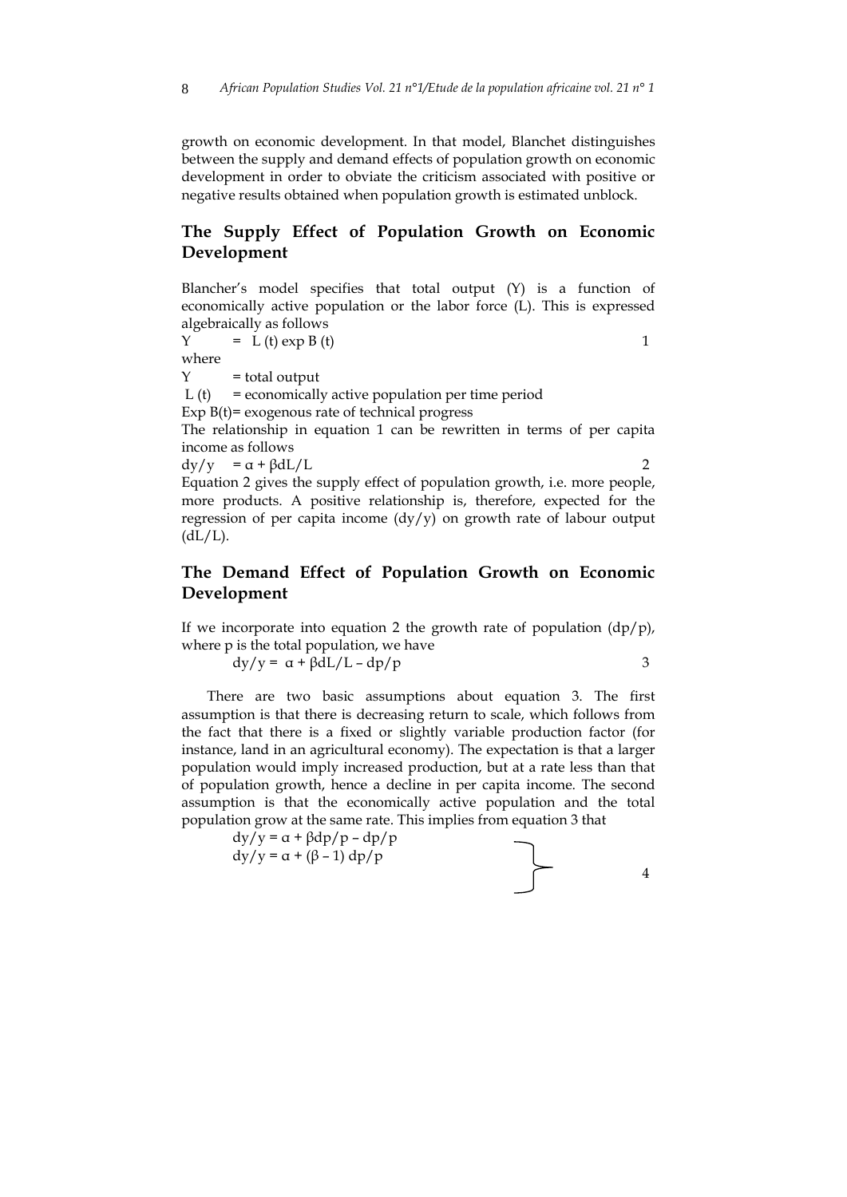growth on economic development. In that model, Blanchet distinguishes between the supply and demand effects of population growth on economic development in order to obviate the criticism associated with positive or negative results obtained when population growth is estimated unblock.

## The Supply Effect of Population Growth on Economic Development

Blancher's model specifies that total output (Y) is a function of economically active population or the labor force (L). This is expressed algebraically as follows

$$Y = L(t) \exp B(t) \qquad 1$$

where

Y = total output

L (t) = economically active population per time period

Exp B(t)= exogenous rate of technical progress

The relationship in equation 1 can be rewritten in terms of per capita income as follows

$$dy/y = \alpha + \beta dL/L \qquad 2$$

Equation 2 gives the supply effect of population growth, i.e. more people, more products. A positive relationship is, therefore, expected for the regression of per capita income ($dy/y$) on growth rate of labour output ($dL/L$).

## The Demand Effect of Population Growth on Economic Development

If we incorporate into equation 2 the growth rate of population ($dp/p$), where p is the total population, we have

$$dy/y = \alpha + \beta dL/L - dp/p \qquad 3$$

There are two basic assumptions about equation 3. The first assumption is that there is decreasing return to scale, which follows from the fact that there is a fixed or slightly variable production factor (for instance, land in an agricultural economy). The expectation is that a larger population would imply increased production, but at a rate less than that of population growth, hence a decline in per capita income. The second assumption is that the economically active population and the total population grow at the same rate. This implies from equation 3 that

$$\left.\begin{aligned} dy/y &= \alpha + \beta dp/p - dp/p \\ dy/y &= \alpha + (\beta - 1)\, dp/p \end{aligned}\right\} \qquad 4$$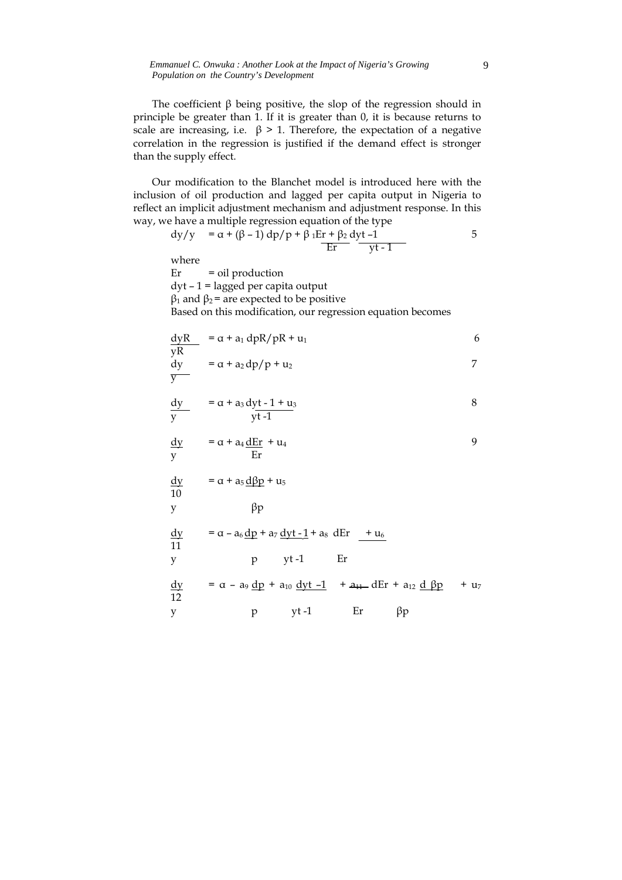The coefficient β being positive, the slop of the regression should in principle be greater than 1. If it is greater than 0, it is because returns to scale are increasing, i.e. $\beta > 1$. Therefore, the expectation of a negative correlation in the regression is justified if the demand effect is stronger than the supply effect.

Our modification to the Blanchet model is introduced here with the inclusion of oil production and lagged per capita output in Nigeria to reflect an implicit adjustment mechanism and adjustment response. In this way, we have a multiple regression equation of the type

$$dy/y = \alpha + (\beta - 1)\, dp/p + \beta_1 \frac{Er}{} + \beta_2 \frac{dyt-1}{yt-1} \quad (5)$$

where

Er = oil production

dyt – 1 = lagged per capita output

$\beta_1$ and $\beta_2$ = are expected to be positive

Based on this modification, our regression equation becomes

$$\frac{dyR}{yR} = \alpha + a_1\, dpR/pR + u_1 \quad (6)$$

$$\frac{dy}{y} = \alpha + a_2\, dp/p + u_2 \quad (7)$$

$$\frac{dy}{y} = \alpha + a_3 \frac{dyt-1}{yt-1} + u_3 \quad (8)$$

$$\frac{dy}{y} = \alpha + a_4 \frac{dEr}{Er} + u_4 \quad (9)$$

$$\frac{dy}{y} = \alpha + a_5 \frac{d\beta p}{\beta p} + u_5 \quad (10)$$

$$\frac{dy}{y} = \alpha - a_6 \frac{dp}{p} + a_7 \frac{dyt-1}{yt-1} + a_8 \frac{dEr}{Er} + u_6 \quad (11)$$

$$\frac{dy}{y} = \alpha - a_9 \frac{dp}{p} + a_{10} \frac{dyt-1}{yt-1} + a_{11} \frac{dEr}{Er} + a_{12} \frac{d\beta p}{\beta p} + u_7 \quad (12)$$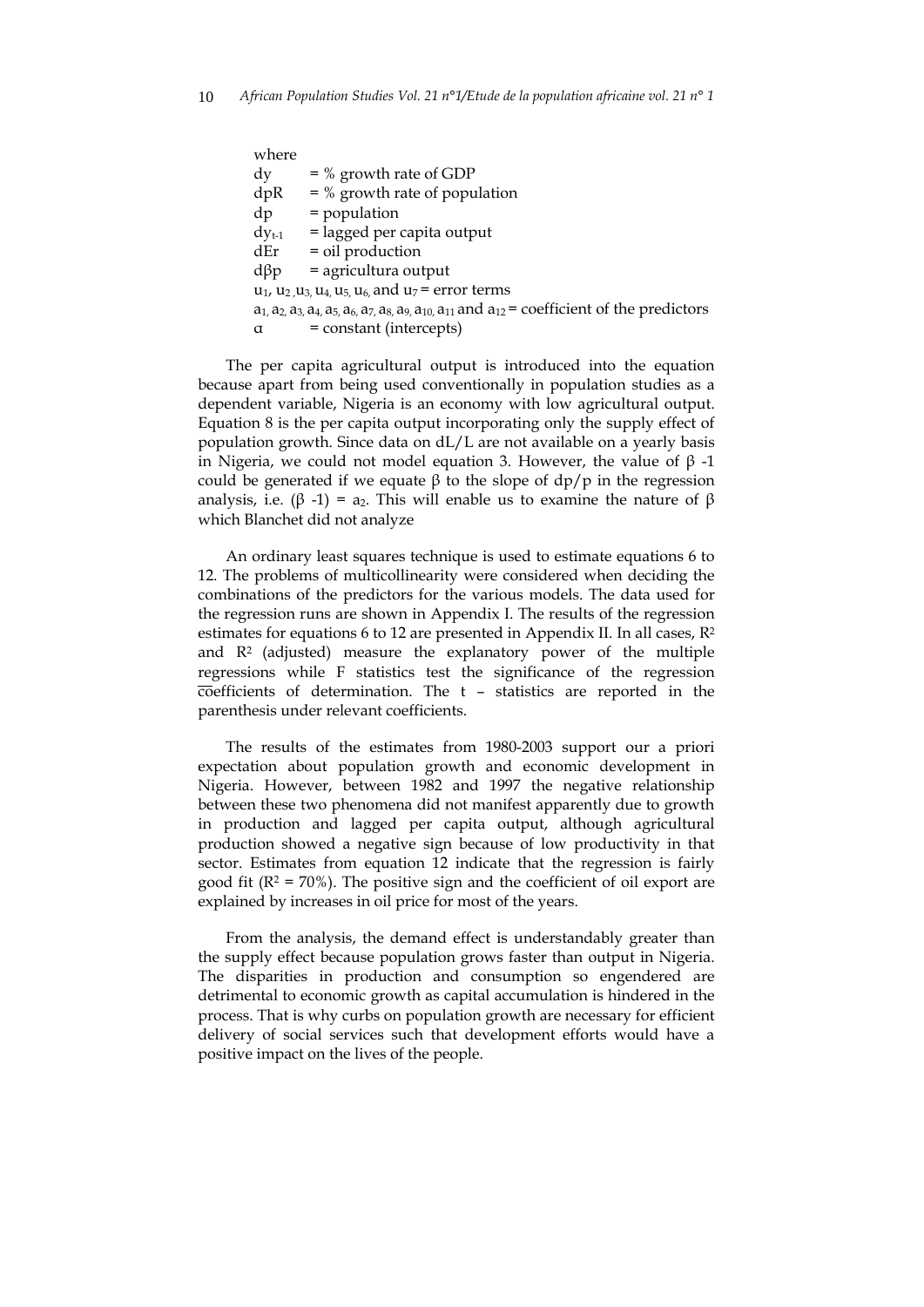where

$dy$ = % growth rate of GDP

$dpR$ = % growth rate of population

$dp$ = population

$dy_{t-1}$ = lagged per capita output

$dEr$ = oil production

$d\beta p$ = agricultura output

$u_1$, $u_2$, $u_3$, $u_4$, $u_5$, $u_6$, and $u_7$ = error terms

$a_1$, $a_2$, $a_3$, $a_4$, $a_5$, $a_6$, $a_7$, $a_8$, $a_9$, $a_{10}$, $a_{11}$ and $a_{12}$ = coefficient of the predictors

$\alpha$ = constant (intercepts)

The per capita agricultural output is introduced into the equation because apart from being used conventionally in population studies as a dependent variable, Nigeria is an economy with low agricultural output. Equation 8 is the per capita output incorporating only the supply effect of population growth. Since data on $dL/L$ are not available on a yearly basis in Nigeria, we could not model equation 3. However, the value of $\beta$ -1 could be generated if we equate $\beta$ to the slope of $dp/p$ in the regression analysis, i.e. $(\beta -1) = a_2$. This will enable us to examine the nature of $\beta$ which Blanchet did not analyze

An ordinary least squares technique is used to estimate equations 6 to 12. The problems of multicollinearity were considered when deciding the combinations of the predictors for the various models. The data used for the regression runs are shown in Appendix I. The results of the regression estimates for equations 6 to 12 are presented in Appendix II. In all cases, $R^2$ and $R^2$ (adjusted) measure the explanatory power of the multiple regressions while F statistics test the significance of the regression coefficients of determination. The t – statistics are reported in the parenthesis under relevant coefficients.

The results of the estimates from 1980-2003 support our a priori expectation about population growth and economic development in Nigeria. However, between 1982 and 1997 the negative relationship between these two phenomena did not manifest apparently due to growth in production and lagged per capita output, although agricultural production showed a negative sign because of low productivity in that sector. Estimates from equation 12 indicate that the regression is fairly good fit ($R^2$ = 70%). The positive sign and the coefficient of oil export are explained by increases in oil price for most of the years.

From the analysis, the demand effect is understandably greater than the supply effect because population grows faster than output in Nigeria. The disparities in production and consumption so engendered are detrimental to economic growth as capital accumulation is hindered in the process. That is why curbs on population growth are necessary for efficient delivery of social services such that development efforts would have a positive impact on the lives of the people.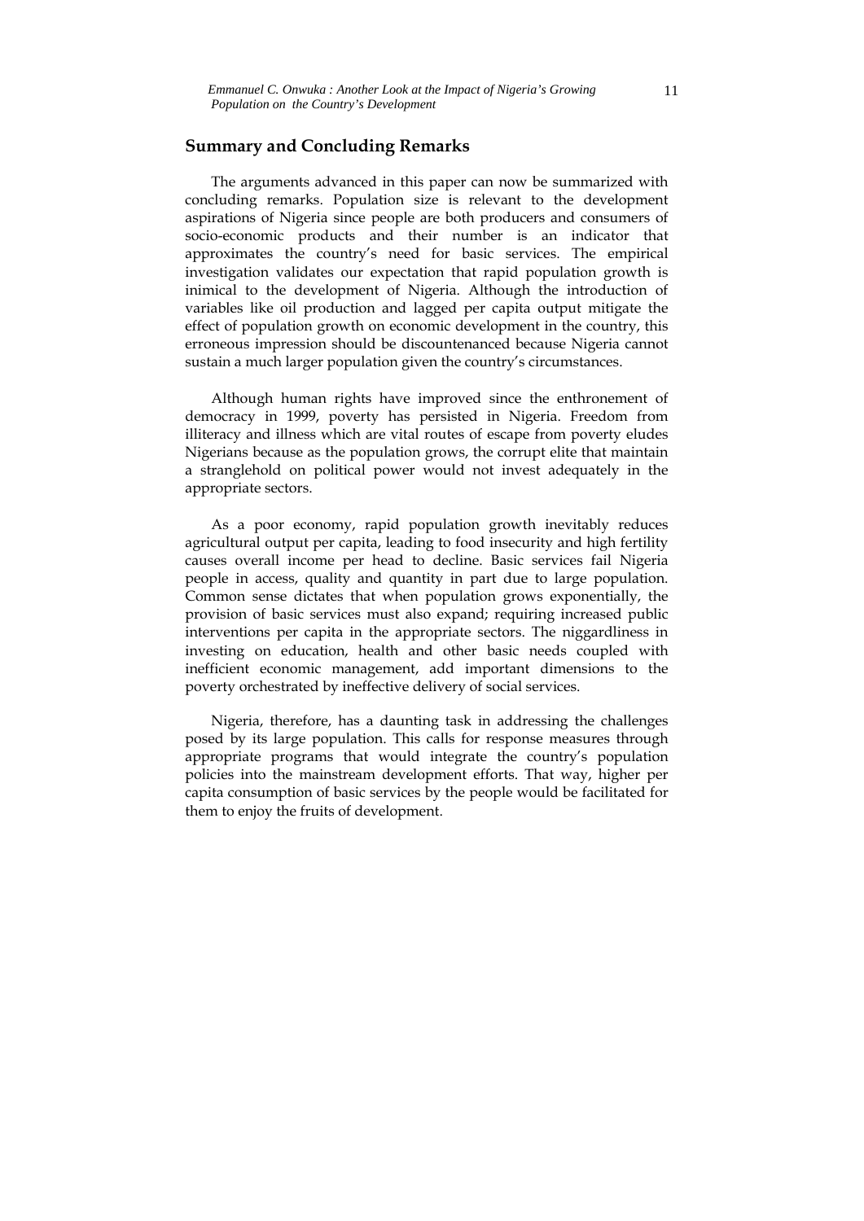## Summary and Concluding Remarks

The arguments advanced in this paper can now be summarized with concluding remarks. Population size is relevant to the development aspirations of Nigeria since people are both producers and consumers of socio-economic products and their number is an indicator that approximates the country's need for basic services. The empirical investigation validates our expectation that rapid population growth is inimical to the development of Nigeria. Although the introduction of variables like oil production and lagged per capita output mitigate the effect of population growth on economic development in the country, this erroneous impression should be discountenanced because Nigeria cannot sustain a much larger population given the country's circumstances.

Although human rights have improved since the enthronement of democracy in 1999, poverty has persisted in Nigeria. Freedom from illiteracy and illness which are vital routes of escape from poverty eludes Nigerians because as the population grows, the corrupt elite that maintain a stranglehold on political power would not invest adequately in the appropriate sectors.

As a poor economy, rapid population growth inevitably reduces agricultural output per capita, leading to food insecurity and high fertility causes overall income per head to decline. Basic services fail Nigeria people in access, quality and quantity in part due to large population. Common sense dictates that when population grows exponentially, the provision of basic services must also expand; requiring increased public interventions per capita in the appropriate sectors. The niggardliness in investing on education, health and other basic needs coupled with inefficient economic management, add important dimensions to the poverty orchestrated by ineffective delivery of social services.

Nigeria, therefore, has a daunting task in addressing the challenges posed by its large population. This calls for response measures through appropriate programs that would integrate the country's population policies into the mainstream development efforts. That way, higher per capita consumption of basic services by the people would be facilitated for them to enjoy the fruits of development.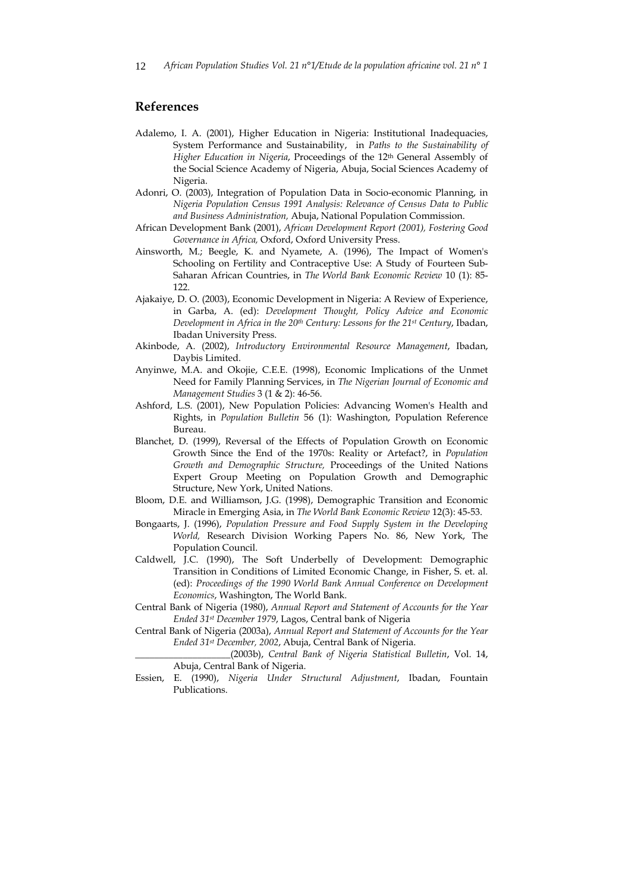## References

Adalemo, I. A. (2001), Higher Education in Nigeria: Institutional Inadequacies, System Performance and Sustainability, in *Paths to the Sustainability of Higher Education in Nigeria*, Proceedings of the 12th General Assembly of the Social Science Academy of Nigeria, Abuja, Social Sciences Academy of Nigeria.

Adonri, O. (2003), Integration of Population Data in Socio-economic Planning, in *Nigeria Population Census 1991 Analysis: Relevance of Census Data to Public and Business Administration,* Abuja, National Population Commission.

African Development Bank (2001), *African Development Report (2001), Fostering Good Governance in Africa,* Oxford, Oxford University Press.

Ainsworth, M.; Beegle, K. and Nyamete, A. (1996), The Impact of Women's Schooling on Fertility and Contraceptive Use: A Study of Fourteen Sub-Saharan African Countries, in *The World Bank Economic Review* 10 (1): 85-122.

Ajakaiye, D. O. (2003), Economic Development in Nigeria: A Review of Experience, in Garba, A. (ed): *Development Thought, Policy Advice and Economic Development in Africa in the 20th Century: Lessons for the 21st Century*, Ibadan, Ibadan University Press.

Akinbode, A. (2002), *Introductory Environmental Resource Management*, Ibadan, Daybis Limited.

Anyinwe, M.A. and Okojie, C.E.E. (1998), Economic Implications of the Unmet Need for Family Planning Services, in *The Nigerian Journal of Economic and Management Studies* 3 (1 & 2): 46-56.

Ashford, L.S. (2001), New Population Policies: Advancing Women's Health and Rights, in *Population Bulletin* 56 (1): Washington, Population Reference Bureau.

Blanchet, D. (1999), Reversal of the Effects of Population Growth on Economic Growth Since the End of the 1970s: Reality or Artefact?, in *Population Growth and Demographic Structure,* Proceedings of the United Nations Expert Group Meeting on Population Growth and Demographic Structure, New York, United Nations.

Bloom, D.E. and Williamson, J.G. (1998), Demographic Transition and Economic Miracle in Emerging Asia, in *The World Bank Economic Review* 12(3): 45-53.

Bongaarts, J. (1996), *Population Pressure and Food Supply System in the Developing World,* Research Division Working Papers No. 86, New York, The Population Council.

Caldwell, J.C. (1990), The Soft Underbelly of Development: Demographic Transition in Conditions of Limited Economic Change, in Fisher, S. et. al. (ed): *Proceedings of the 1990 World Bank Annual Conference on Development Economics*, Washington, The World Bank.

Central Bank of Nigeria (1980), *Annual Report and Statement of Accounts for the Year Ended 31st December 1979*, Lagos, Central bank of Nigeria

Central Bank of Nigeria (2003a), *Annual Report and Statement of Accounts for the Year Ended 31st December, 2002*, Abuja, Central Bank of Nigeria.

\_\_\_\_\_\_\_\_\_\_\_\_\_\_\_\_\_\_\_\_(2003b), *Central Bank of Nigeria Statistical Bulletin*, Vol. 14, Abuja, Central Bank of Nigeria.

Essien, E. (1990), *Nigeria Under Structural Adjustment*, Ibadan, Fountain Publications.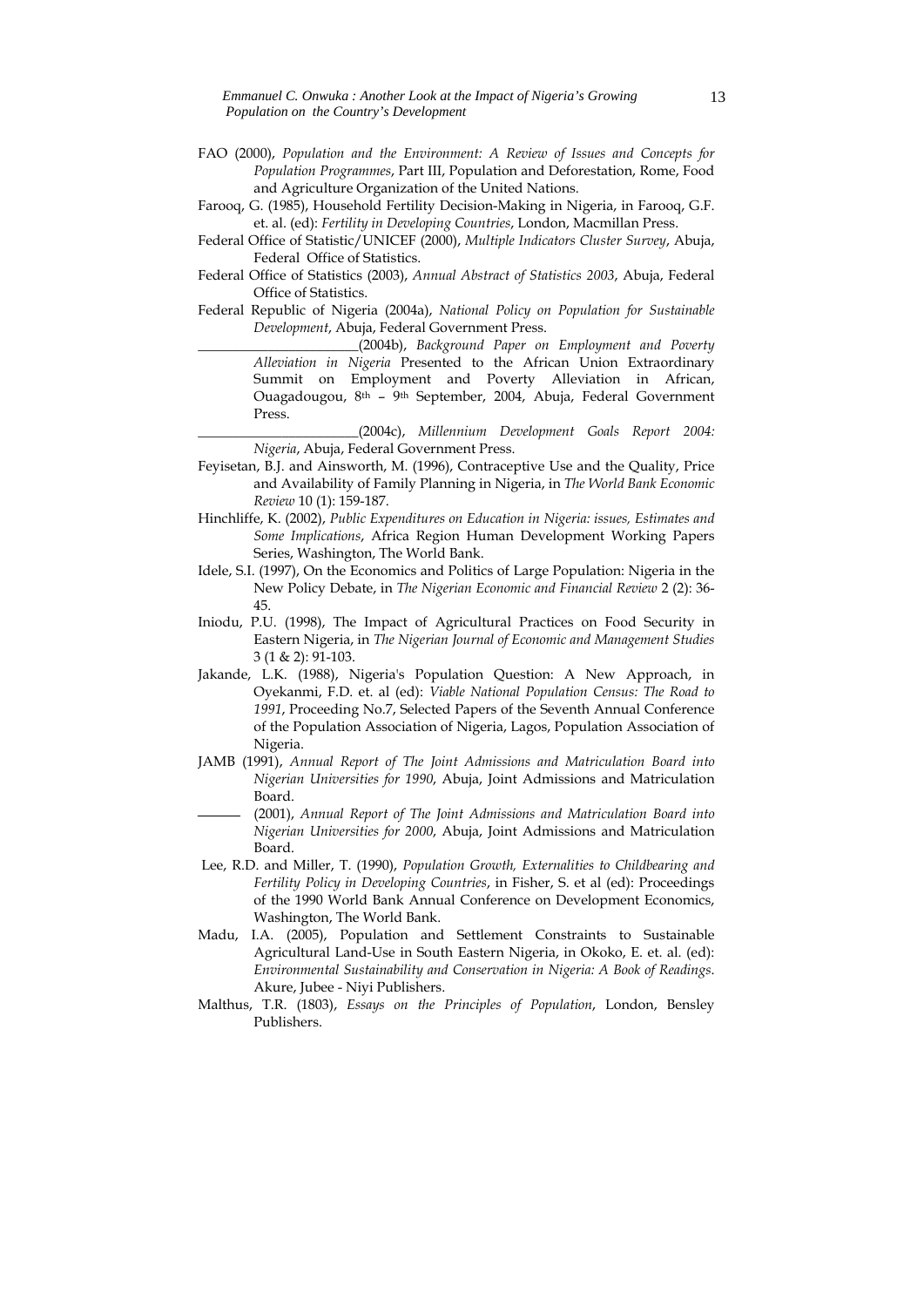FAO (2000), *Population and the Environment: A Review of Issues and Concepts for Population Programmes*, Part III, Population and Deforestation, Rome, Food and Agriculture Organization of the United Nations.

Farooq, G. (1985), Household Fertility Decision-Making in Nigeria, in Farooq, G.F. et. al. (ed): *Fertility in Developing Countries*, London, Macmillan Press.

Federal Office of Statistic/UNICEF (2000), *Multiple Indicators Cluster Survey*, Abuja, Federal Office of Statistics.

Federal Office of Statistics (2003), *Annual Abstract of Statistics 2003*, Abuja, Federal Office of Statistics.

Federal Republic of Nigeria (2004a), *National Policy on Population for Sustainable Development*, Abuja, Federal Government Press.

\_\_\_\_\_\_\_\_\_\_\_\_\_\_\_\_\_\_\_\_\_\_\_(2004b), *Background Paper on Employment and Poverty Alleviation in Nigeria* Presented to the African Union Extraordinary Summit on Employment and Poverty Alleviation in African, Ouagadougou, 8th – 9th September, 2004, Abuja, Federal Government Press.

\_\_\_\_\_\_\_\_\_\_\_\_\_\_\_\_\_\_\_\_\_\_\_(2004c), *Millennium Development Goals Report 2004: Nigeria*, Abuja, Federal Government Press.

Feyisetan, B.J. and Ainsworth, M. (1996), Contraceptive Use and the Quality, Price and Availability of Family Planning in Nigeria, in *The World Bank Economic Review* 10 (1): 159-187.

Hinchliffe, K. (2002), *Public Expenditures on Education in Nigeria: issues, Estimates and Some Implications*, Africa Region Human Development Working Papers Series, Washington, The World Bank.

Idele, S.I. (1997), On the Economics and Politics of Large Population: Nigeria in the New Policy Debate, in *The Nigerian Economic and Financial Review* 2 (2): 36-45.

Iniodu, P.U. (1998), The Impact of Agricultural Practices on Food Security in Eastern Nigeria, in *The Nigerian Journal of Economic and Management Studies* 3 (1 & 2): 91-103.

Jakande, L.K. (1988), Nigeria's Population Question: A New Approach, in Oyekanmi, F.D. et. al (ed): *Viable National Population Census: The Road to 1991*, Proceeding No.7, Selected Papers of the Seventh Annual Conference of the Population Association of Nigeria, Lagos, Population Association of Nigeria.

JAMB (1991), *Annual Report of The Joint Admissions and Matriculation Board into Nigerian Universities for 1990*, Abuja, Joint Admissions and Matriculation Board.

\_\_\_\_\_\_ (2001), *Annual Report of The Joint Admissions and Matriculation Board into Nigerian Universities for 2000*, Abuja, Joint Admissions and Matriculation Board.

Lee, R.D. and Miller, T. (1990), *Population Growth, Externalities to Childbearing and Fertility Policy in Developing Countries*, in Fisher, S. et al (ed): Proceedings of the 1990 World Bank Annual Conference on Development Economics, Washington, The World Bank.

Madu, I.A. (2005), Population and Settlement Constraints to Sustainable Agricultural Land-Use in South Eastern Nigeria, in Okoko, E. et. al. (ed): *Environmental Sustainability and Conservation in Nigeria: A Book of Readings*. Akure, Jubee - Niyi Publishers.

Malthus, T.R. (1803), *Essays on the Principles of Population*, London, Bensley Publishers.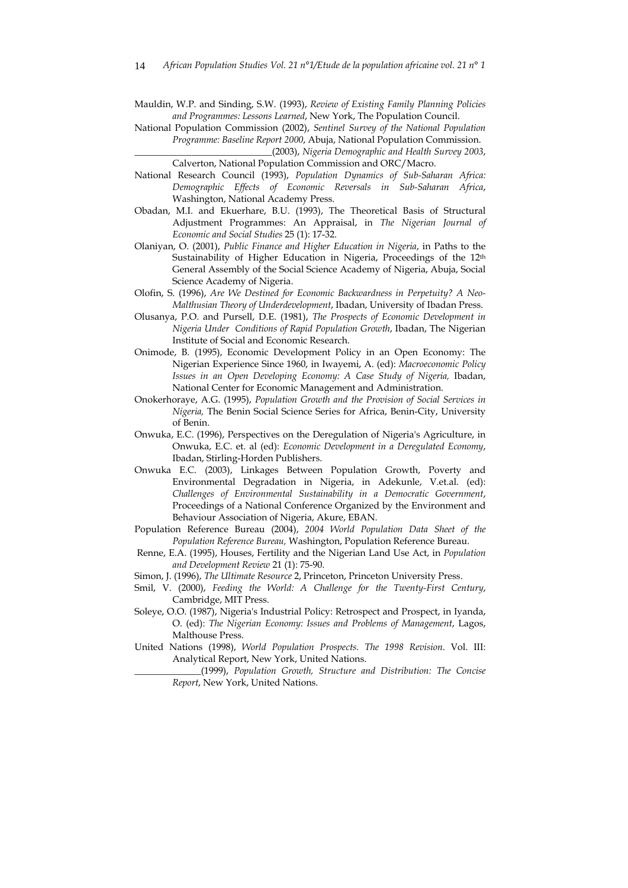Mauldin, W.P. and Sinding, S.W. (1993), *Review of Existing Family Planning Policies and Programmes: Lessons Learned*, New York, The Population Council.

National Population Commission (2002), *Sentinel Survey of the National Population Programme: Baseline Report 2000*, Abuja, National Population Commission.

______________________________(2003), *Nigeria Demographic and Health Survey 2003*, Calverton, National Population Commission and ORC/Macro.

National Research Council (1993), *Population Dynamics of Sub-Saharan Africa: Demographic Effects of Economic Reversals in Sub-Saharan Africa*, Washington, National Academy Press.

Obadan, M.I. and Ekuerhare, B.U. (1993), The Theoretical Basis of Structural Adjustment Programmes: An Appraisal, in *The Nigerian Journal of Economic and Social Studies* 25 (1): 17-32.

Olaniyan, O. (2001), *Public Finance and Higher Education in Nigeria*, in Paths to the Sustainability of Higher Education in Nigeria, Proceedings of the 12th General Assembly of the Social Science Academy of Nigeria, Abuja, Social Science Academy of Nigeria.

Olofin, S. (1996), *Are We Destined for Economic Backwardness in Perpetuity? A Neo-Malthusian Theory of Underdevelopment*, Ibadan, University of Ibadan Press.

Olusanya, P.O. and Pursell, D.E. (1981), *The Prospects of Economic Development in Nigeria Under Conditions of Rapid Population Growth*, Ibadan, The Nigerian Institute of Social and Economic Research.

Onimode, B. (1995), Economic Development Policy in an Open Economy: The Nigerian Experience Since 1960, in Iwayemi, A. (ed): *Macroeconomic Policy Issues in an Open Developing Economy: A Case Study of Nigeria,* Ibadan, National Center for Economic Management and Administration.

Onokerhoraye, A.G. (1995), *Population Growth and the Provision of Social Services in Nigeria,* The Benin Social Science Series for Africa, Benin-City, University of Benin.

Onwuka, E.C. (1996), Perspectives on the Deregulation of Nigeria's Agriculture, in Onwuka, E.C. et. al (ed): *Economic Development in a Deregulated Economy*, Ibadan, Stirling-Horden Publishers.

Onwuka E.C. (2003), Linkages Between Population Growth, Poverty and Environmental Degradation in Nigeria, in Adekunle, V.et.al. (ed): *Challenges of Environmental Sustainability in a Democratic Government*, Proceedings of a National Conference Organized by the Environment and Behaviour Association of Nigeria, Akure, EBAN.

Population Reference Bureau (2004), *2004 World Population Data Sheet of the Population Reference Bureau,* Washington, Population Reference Bureau.

Renne, E.A. (1995), Houses, Fertility and the Nigerian Land Use Act, in *Population and Development Review* 21 (1): 75-90.

Simon, J. (1996), *The Ultimate Resource* 2, Princeton, Princeton University Press.

Smil, V. (2000), *Feeding the World: A Challenge for the Twenty-First Century*, Cambridge, MIT Press.

Soleye, O.O. (1987), Nigeria's Industrial Policy: Retrospect and Prospect, in Iyanda, O. (ed): *The Nigerian Economy: Issues and Problems of Management*, Lagos, Malthouse Press.

United Nations (1998), *World Population Prospects. The 1998 Revision*. Vol. III: Analytical Report, New York, United Nations.

______________(1999), *Population Growth, Structure and Distribution: The Concise Report*, New York, United Nations.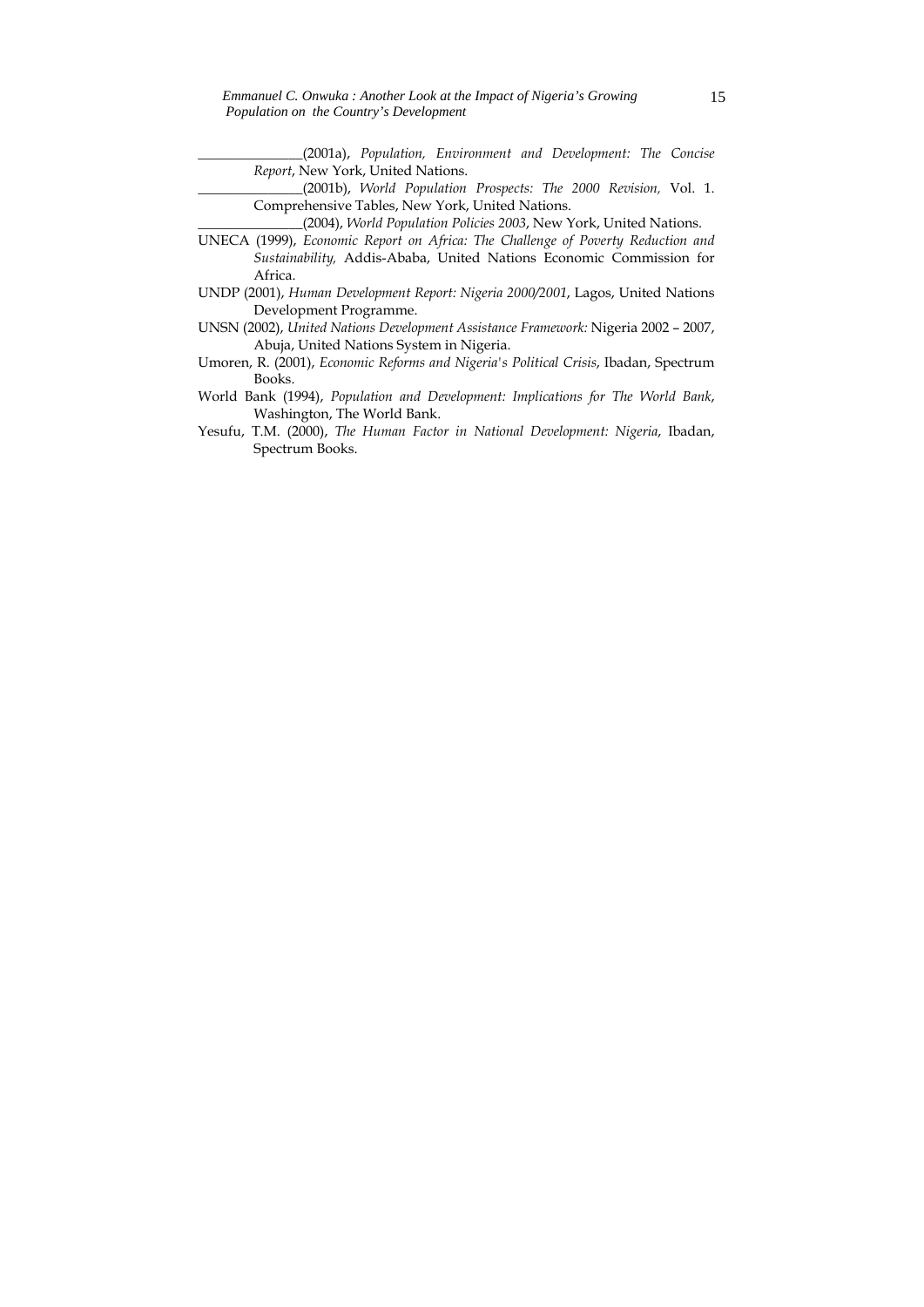_______________(2001a), *Population, Environment and Development: The Concise Report*, New York, United Nations.

_______________(2001b), *World Population Prospects: The 2000 Revision,* Vol. 1. Comprehensive Tables, New York, United Nations.

_______________(2004), *World Population Policies 2003*, New York, United Nations.

UNECA (1999), *Economic Report on Africa: The Challenge of Poverty Reduction and Sustainability,* Addis-Ababa, United Nations Economic Commission for Africa.

UNDP (2001), *Human Development Report: Nigeria 2000/2001*, Lagos, United Nations Development Programme.

UNSN (2002), *United Nations Development Assistance Framework:* Nigeria 2002 – 2007, Abuja, United Nations System in Nigeria.

Umoren, R. (2001), *Economic Reforms and Nigeria's Political Crisis*, Ibadan, Spectrum Books.

World Bank (1994), *Population and Development: Implications for The World Bank*, Washington, The World Bank.

Yesufu, T.M. (2000), *The Human Factor in National Development: Nigeria*, Ibadan, Spectrum Books.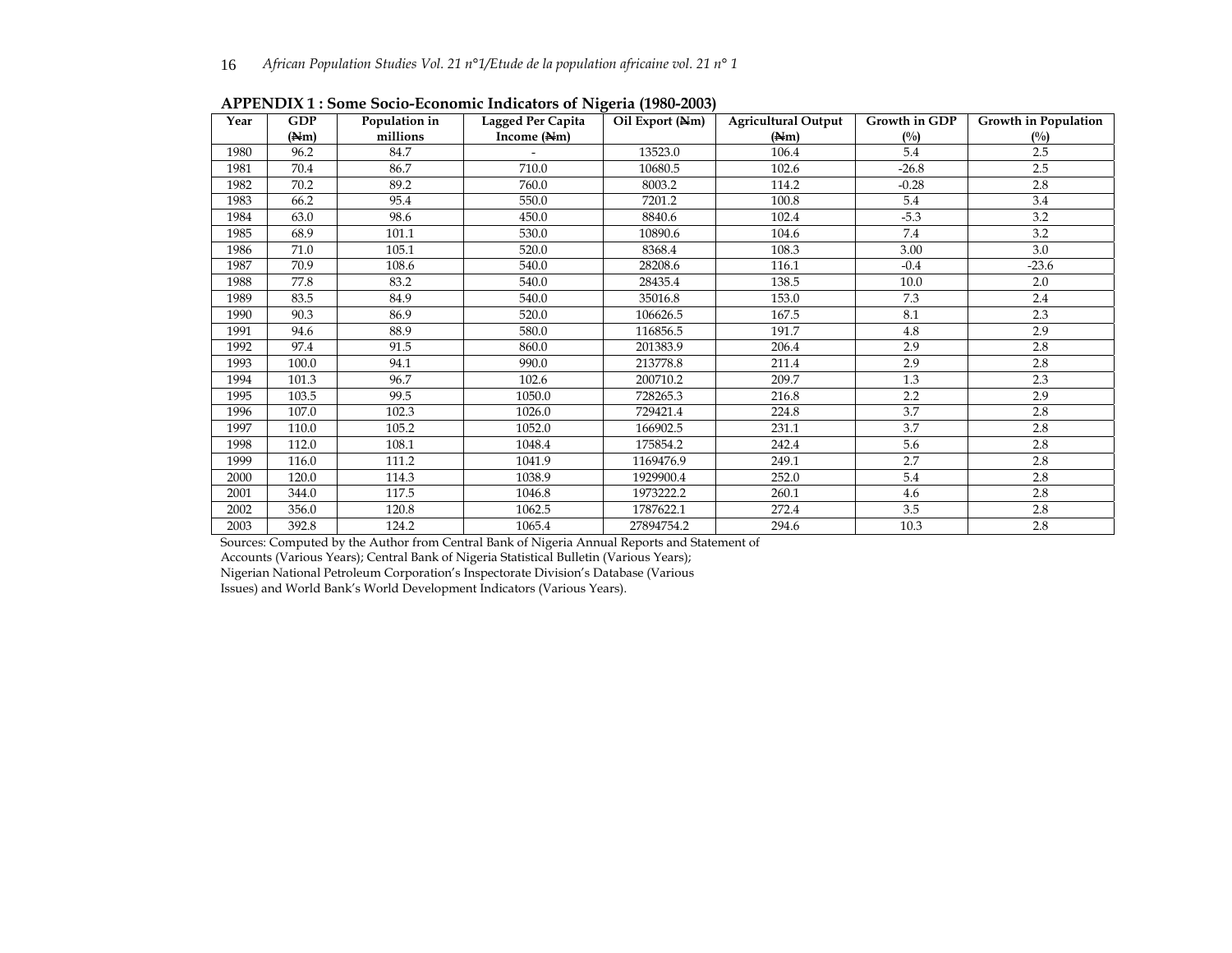**APPENDIX 1 : Some Socio-Economic Indicators of Nigeria (1980-2003)**

| Year | GDP (₦m) | Population in millions | Lagged Per Capita Income (₦m) | Oil Export (₦m) | Agricultural Output (₦m) | Growth in GDP (%) | Growth in Population (%) |
|---|---|---|---|---|---|---|---|
| 1980 | 96.2 | 84.7 | - | 13523.0 | 106.4 | 5.4 | 2.5 |
| 1981 | 70.4 | 86.7 | 710.0 | 10680.5 | 102.6 | -26.8 | 2.5 |
| 1982 | 70.2 | 89.2 | 760.0 | 8003.2 | 114.2 | -0.28 | 2.8 |
| 1983 | 66.2 | 95.4 | 550.0 | 7201.2 | 100.8 | 5.4 | 3.4 |
| 1984 | 63.0 | 98.6 | 450.0 | 8840.6 | 102.4 | -5.3 | 3.2 |
| 1985 | 68.9 | 101.1 | 530.0 | 10890.6 | 104.6 | 7.4 | 3.2 |
| 1986 | 71.0 | 105.1 | 520.0 | 8368.4 | 108.3 | 3.00 | 3.0 |
| 1987 | 70.9 | 108.6 | 540.0 | 28208.6 | 116.1 | -0.4 | -23.6 |
| 1988 | 77.8 | 83.2 | 540.0 | 28435.4 | 138.5 | 10.0 | 2.0 |
| 1989 | 83.5 | 84.9 | 540.0 | 35016.8 | 153.0 | 7.3 | 2.4 |
| 1990 | 90.3 | 86.9 | 520.0 | 106626.5 | 167.5 | 8.1 | 2.3 |
| 1991 | 94.6 | 88.9 | 580.0 | 116856.5 | 191.7 | 4.8 | 2.9 |
| 1992 | 97.4 | 91.5 | 860.0 | 201383.9 | 206.4 | 2.9 | 2.8 |
| 1993 | 100.0 | 94.1 | 990.0 | 213778.8 | 211.4 | 2.9 | 2.8 |
| 1994 | 101.3 | 96.7 | 102.6 | 200710.2 | 209.7 | 1.3 | 2.3 |
| 1995 | 103.5 | 99.5 | 1050.0 | 728265.3 | 216.8 | 2.2 | 2.9 |
| 1996 | 107.0 | 102.3 | 1026.0 | 729421.4 | 224.8 | 3.7 | 2.8 |
| 1997 | 110.0 | 105.2 | 1052.0 | 166902.5 | 231.1 | 3.7 | 2.8 |
| 1998 | 112.0 | 108.1 | 1048.4 | 175854.2 | 242.4 | 5.6 | 2.8 |
| 1999 | 116.0 | 111.2 | 1041.9 | 1169476.9 | 249.1 | 2.7 | 2.8 |
| 2000 | 120.0 | 114.3 | 1038.9 | 1929900.4 | 252.0 | 5.4 | 2.8 |
| 2001 | 344.0 | 117.5 | 1046.8 | 1973222.2 | 260.1 | 4.6 | 2.8 |
| 2002 | 356.0 | 120.8 | 1062.5 | 1787622.1 | 272.4 | 3.5 | 2.8 |
| 2003 | 392.8 | 124.2 | 1065.4 | 27894754.2 | 294.6 | 10.3 | 2.8 |

Sources: Computed by the Author from Central Bank of Nigeria Annual Reports and Statement of Accounts (Various Years); Central Bank of Nigeria Statistical Bulletin (Various Years); Nigerian National Petroleum Corporation's Inspectorate Division's Database (Various Issues) and World Bank's World Development Indicators (Various Years).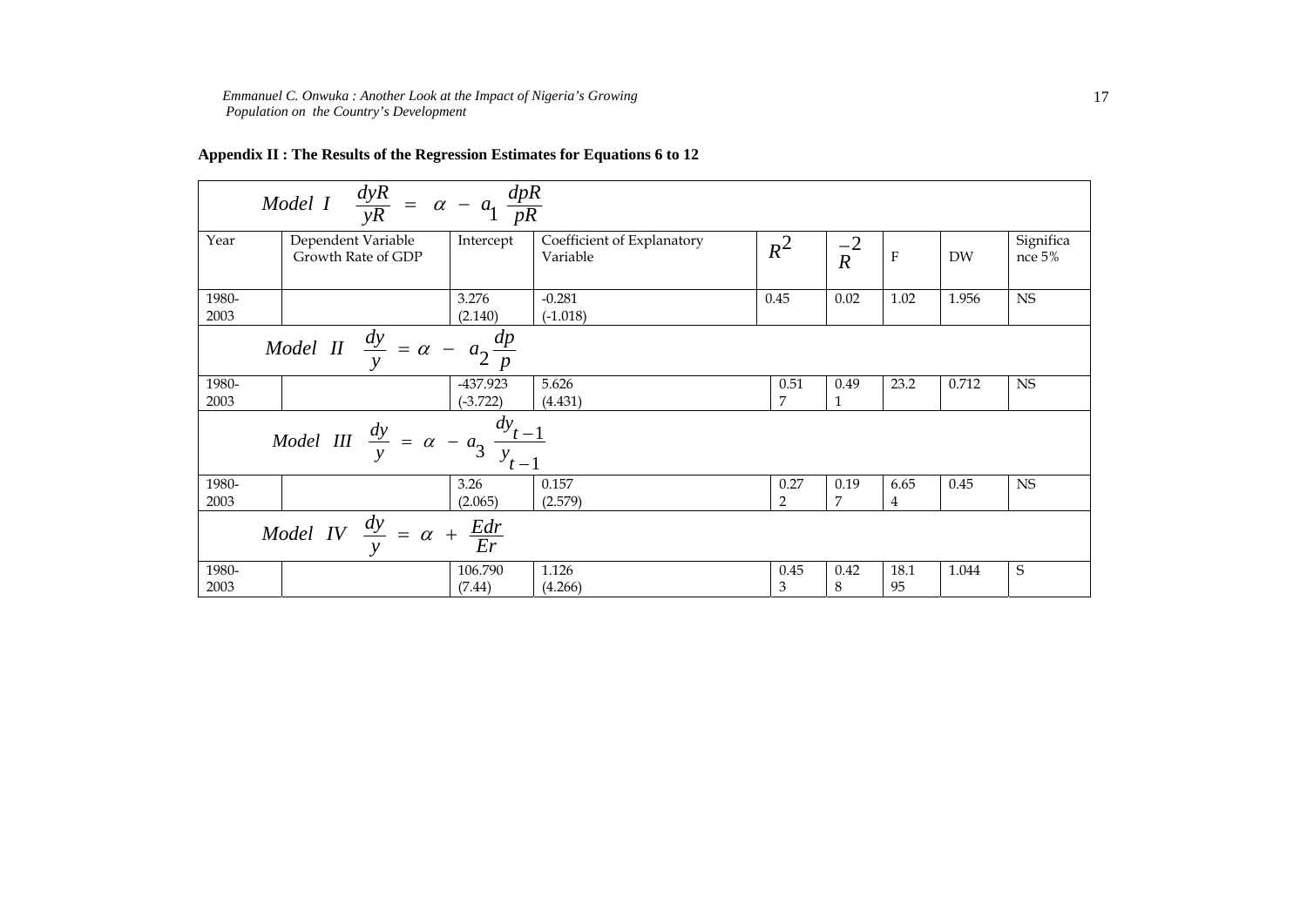**Appendix II : The Results of the Regression Estimates for Equations 6 to 12**

| Year | Dependent Variable Growth Rate of GDP | Intercept | Coefficient of Explanatory Variable | $R^2$ | $\bar{R}^2$ | F | DW | Significance 5% |
|---|---|---|---|---|---|---|---|---|
| Model I $\frac{dyR}{yR} = \alpha - a_1 \frac{dpR}{pR}$ | | | | | | | | |
| 1980-2003 | | 3.276 (2.140) | -0.281 (-1.018) | 0.45 | 0.02 | 1.02 | 1.956 | NS |
| Model II $\frac{dy}{y} = \alpha - a_2 \frac{dp}{p}$ | | | | | | | | |
| 1980-2003 | | -437.923 (-3.722) | 5.626 (4.431) | 0.517 | 0.491 | 23.2 | 0.712 | NS |
| Model III $\frac{dy}{y} = \alpha - a_3 \frac{dy_{t-1}}{y_{t-1}}$ | | | | | | | | |
| 1980-2003 | | 3.26 (2.065) | 0.157 (2.579) | 0.272 | 0.197 | 6.654 | 0.45 | NS |
| Model IV $\frac{dy}{y} = \alpha + \frac{Edr}{Er}$ | | | | | | | | |
| 1980-2003 | | 106.790 (7.44) | 1.126 (4.266) | 0.453 | 0.428 | 18.195 | 1.044 | S |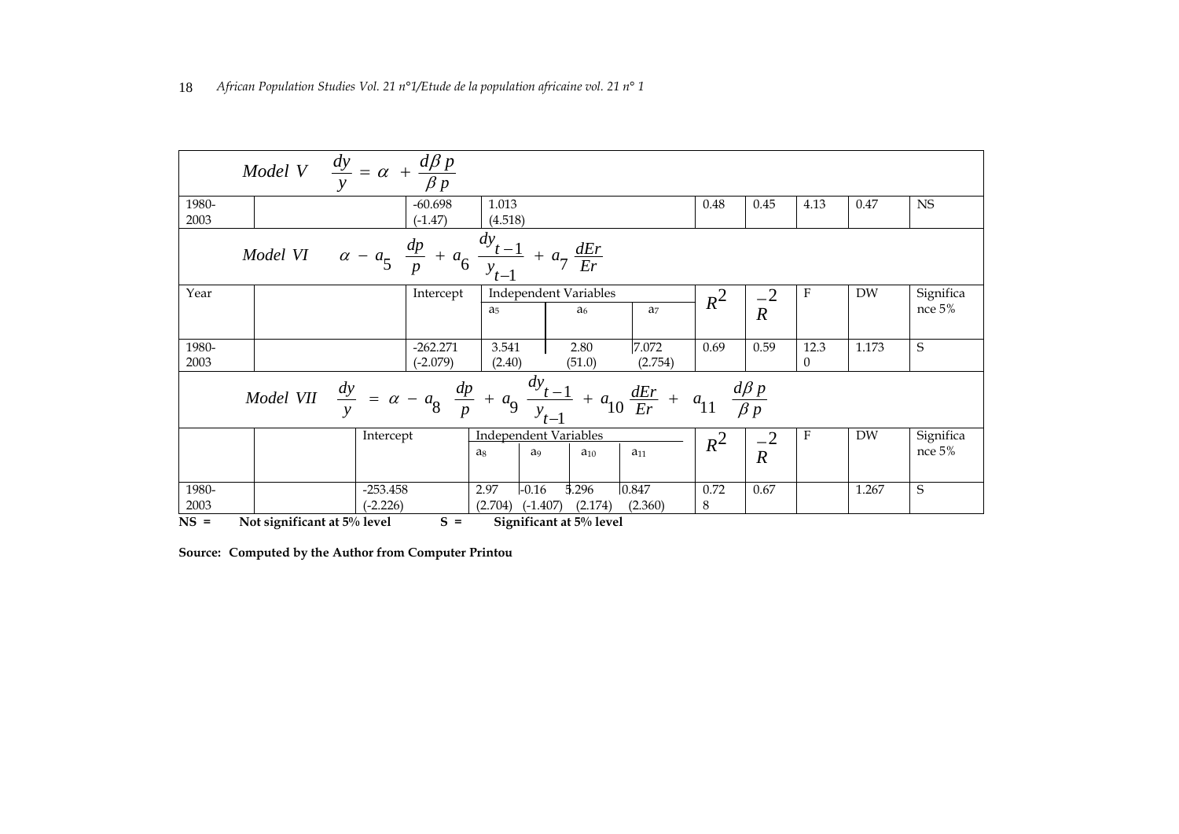| | | | | | | | $R^2$ | $\bar{R}^2$ | F | DW | Significance 5% |
|---|---|---|---|---|---|---|---|---|---|---|---|
| **Model V** $\frac{dy}{y} = \alpha + \frac{d\beta p}{\beta p}$ | | | | | | | | | | | |
| 1980-2003 | | -60.698 (-1.47) | 1.013 (4.518) | | | | 0.48 | 0.45 | 4.13 | 0.47 | NS |
| **Model VI** $\alpha - a_5 \frac{dp}{p} + a_6 \frac{dy_{t-1}}{y_{t-1}} + a_7 \frac{dEr}{Er}$ | | | | | | | | | | | |
| Year | | Intercept | Independent Variables $a_5$ | $a_6$ | $a_7$ | | $R^2$ | $\bar{R}^2$ | F | DW | Significance 5% |
| 1980-2003 | | -262.271 (-2.079) | 3.541 (2.40) | 2.80 (51.0) | 7.072 (2.754) | | 0.69 | 0.59 | 12.30 | 1.173 | S |
| **Model VII** $\frac{dy}{y} = \alpha - a_8 \frac{dp}{p} + a_9 \frac{dy_{t-1}}{y_{t-1}} + a_{10} \frac{dEr}{Er} + a_{11} \frac{d\beta p}{\beta p}$ | | | | | | | | | | | |
| | | Intercept | Independent Variables $a_8$ | $a_9$ | $a_{10}$ | $a_{11}$ | $R^2$ | $\bar{R}^2$ | F | DW | Significance 5% |
| 1980-2003 | | -253.458 (-2.226) | 2.97 (2.704) | -0.16 (-1.407) | 5.296 (2.174) | 0.847 (2.360) | 0.728 | 0.67 | | 1.267 | S |

**NS = Not significant at 5% level S = Significant at 5% level**

**Source: Computed by the Author from Computer Printou**